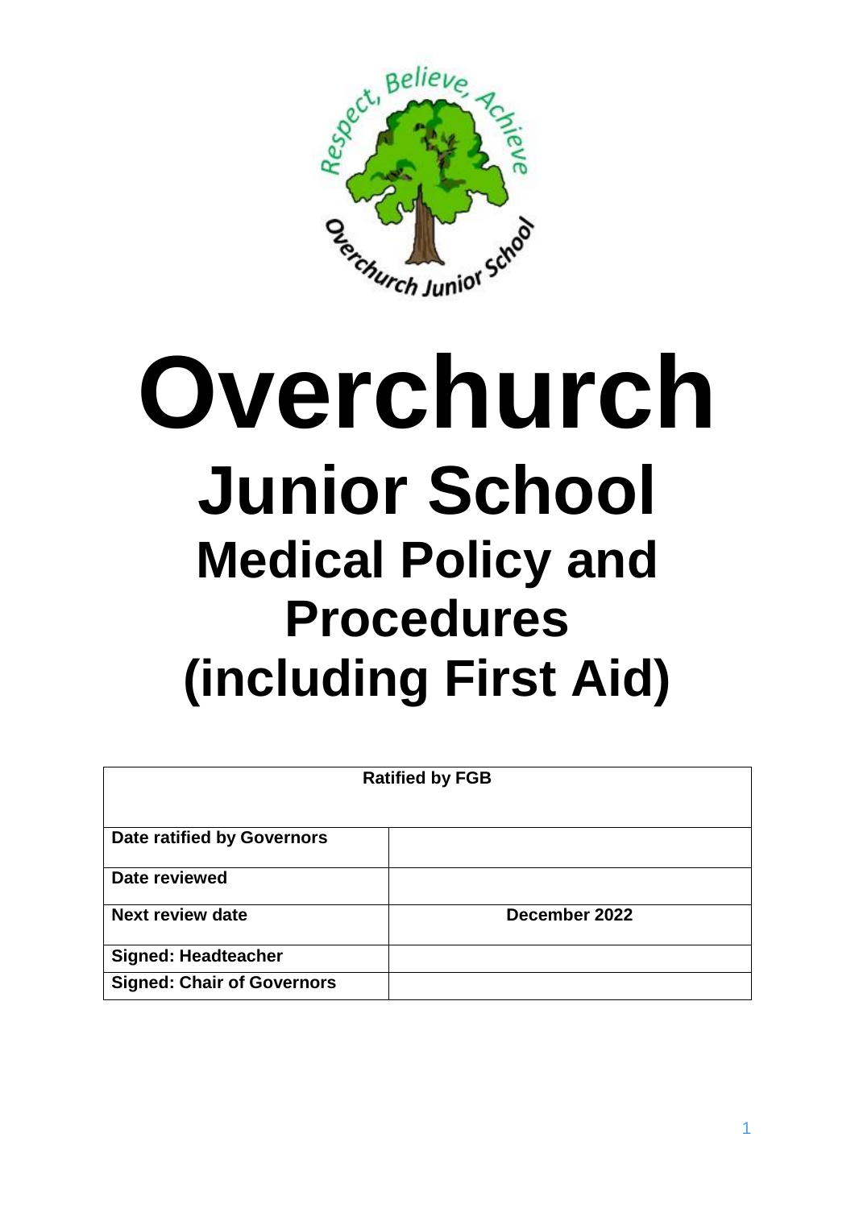# Overchurch

# Junior School

## Medical Policy and Procedures (including First Aid)

| Ratified by FGB | |
|---|---|
| **Date ratified by Governors** | |
| **Date reviewed** | |
| **Next review date** | **December 2022** |
| **Signed: Headteacher** | |
| **Signed: Chair of Governors** | |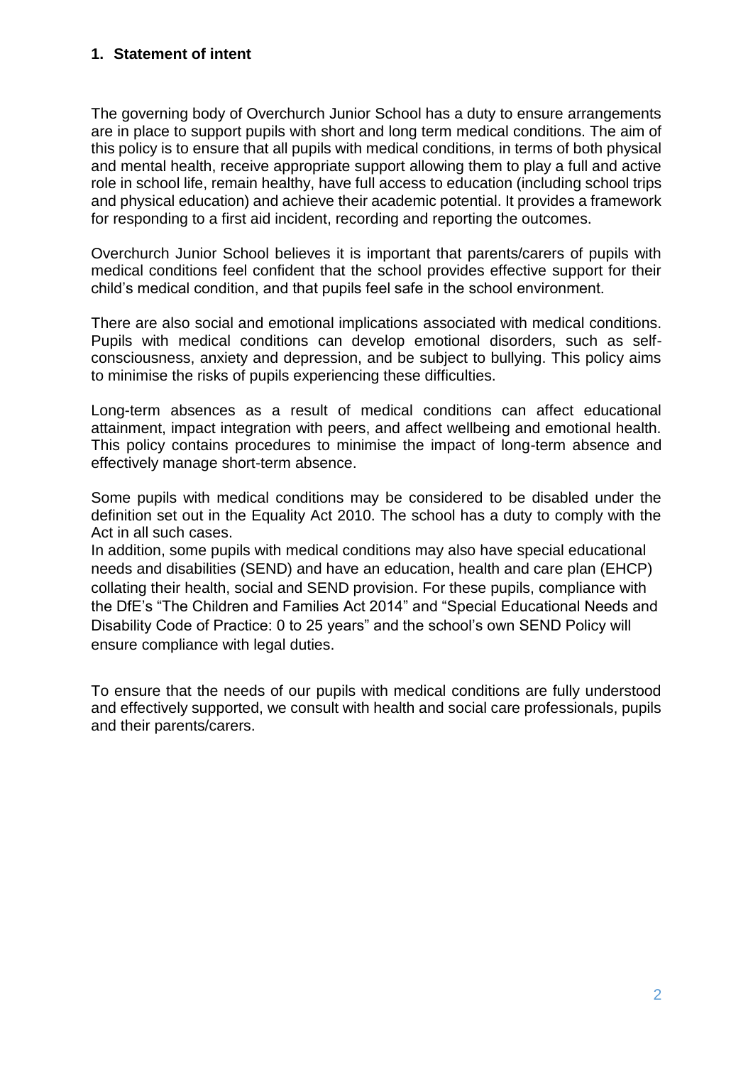## 1. Statement of intent

The governing body of Overchurch Junior School has a duty to ensure arrangements are in place to support pupils with short and long term medical conditions. The aim of this policy is to ensure that all pupils with medical conditions, in terms of both physical and mental health, receive appropriate support allowing them to play a full and active role in school life, remain healthy, have full access to education (including school trips and physical education) and achieve their academic potential. It provides a framework for responding to a first aid incident, recording and reporting the outcomes.

Overchurch Junior School believes it is important that parents/carers of pupils with medical conditions feel confident that the school provides effective support for their child's medical condition, and that pupils feel safe in the school environment.

There are also social and emotional implications associated with medical conditions. Pupils with medical conditions can develop emotional disorders, such as self-consciousness, anxiety and depression, and be subject to bullying. This policy aims to minimise the risks of pupils experiencing these difficulties.

Long-term absences as a result of medical conditions can affect educational attainment, impact integration with peers, and affect wellbeing and emotional health. This policy contains procedures to minimise the impact of long-term absence and effectively manage short-term absence.

Some pupils with medical conditions may be considered to be disabled under the definition set out in the Equality Act 2010. The school has a duty to comply with the Act in all such cases.
In addition, some pupils with medical conditions may also have special educational needs and disabilities (SEND) and have an education, health and care plan (EHCP) collating their health, social and SEND provision. For these pupils, compliance with the DfE's "The Children and Families Act 2014" and "Special Educational Needs and Disability Code of Practice: 0 to 25 years" and the school's own SEND Policy will ensure compliance with legal duties.

To ensure that the needs of our pupils with medical conditions are fully understood and effectively supported, we consult with health and social care professionals, pupils and their parents/carers.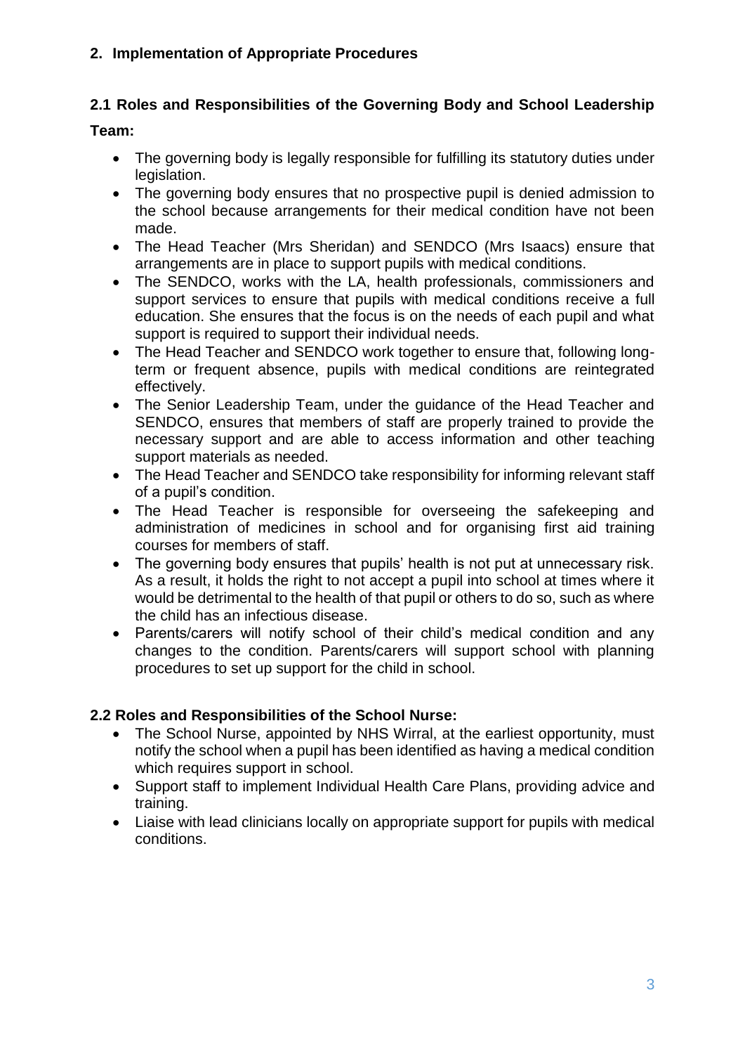## 2. Implementation of Appropriate Procedures

### 2.1 Roles and Responsibilities of the Governing Body and School Leadership Team:

- The governing body is legally responsible for fulfilling its statutory duties under legislation.
- The governing body ensures that no prospective pupil is denied admission to the school because arrangements for their medical condition have not been made.
- The Head Teacher (Mrs Sheridan) and SENDCO (Mrs Isaacs) ensure that arrangements are in place to support pupils with medical conditions.
- The SENDCO, works with the LA, health professionals, commissioners and support services to ensure that pupils with medical conditions receive a full education. She ensures that the focus is on the needs of each pupil and what support is required to support their individual needs.
- The Head Teacher and SENDCO work together to ensure that, following long-term or frequent absence, pupils with medical conditions are reintegrated effectively.
- The Senior Leadership Team, under the guidance of the Head Teacher and SENDCO, ensures that members of staff are properly trained to provide the necessary support and are able to access information and other teaching support materials as needed.
- The Head Teacher and SENDCO take responsibility for informing relevant staff of a pupil's condition.
- The Head Teacher is responsible for overseeing the safekeeping and administration of medicines in school and for organising first aid training courses for members of staff.
- The governing body ensures that pupils' health is not put at unnecessary risk. As a result, it holds the right to not accept a pupil into school at times where it would be detrimental to the health of that pupil or others to do so, such as where the child has an infectious disease.
- Parents/carers will notify school of their child's medical condition and any changes to the condition. Parents/carers will support school with planning procedures to set up support for the child in school.

### 2.2 Roles and Responsibilities of the School Nurse:

- The School Nurse, appointed by NHS Wirral, at the earliest opportunity, must notify the school when a pupil has been identified as having a medical condition which requires support in school.
- Support staff to implement Individual Health Care Plans, providing advice and training.
- Liaise with lead clinicians locally on appropriate support for pupils with medical conditions.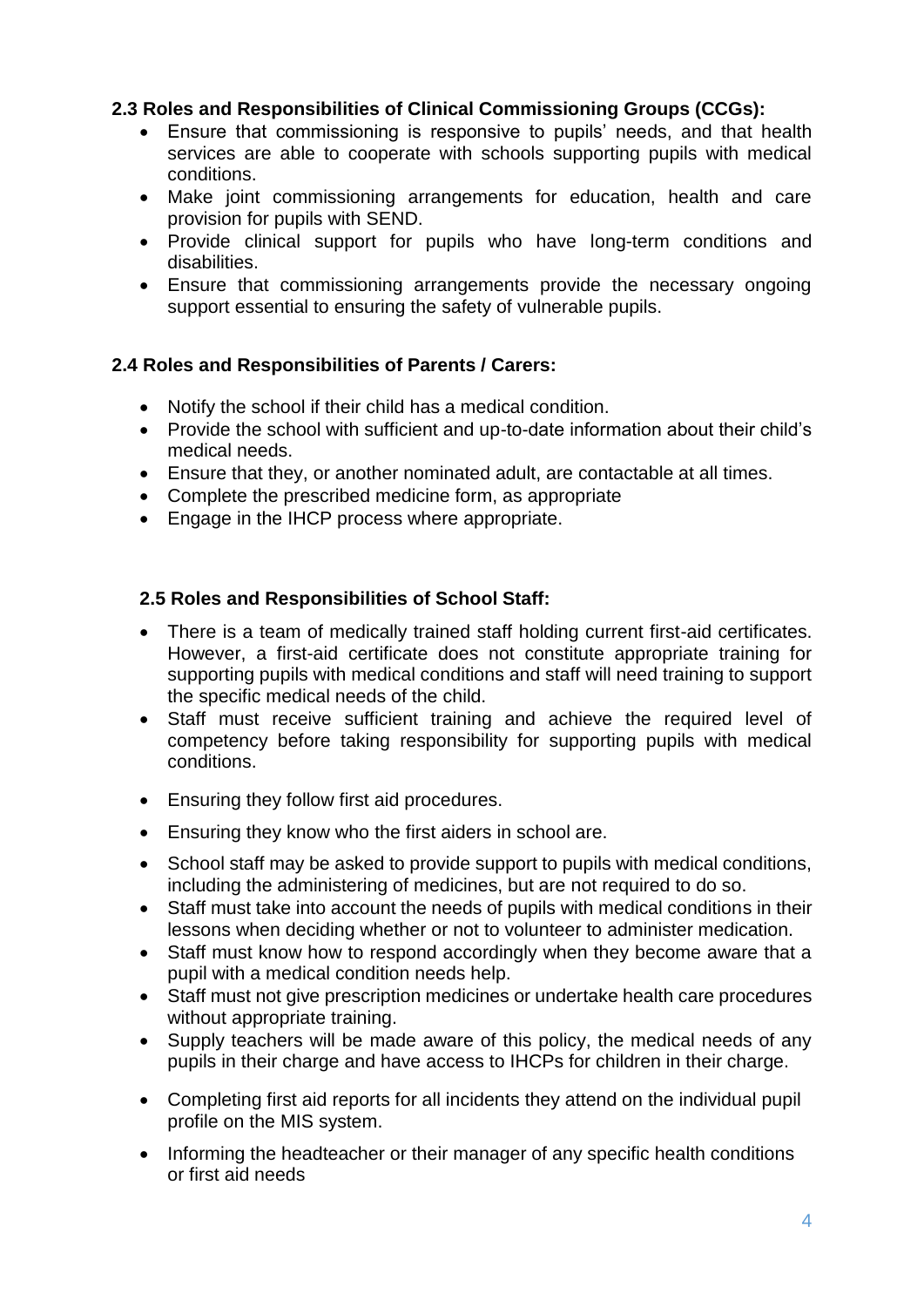### 2.3 Roles and Responsibilities of Clinical Commissioning Groups (CCGs):

- Ensure that commissioning is responsive to pupils' needs, and that health services are able to cooperate with schools supporting pupils with medical conditions.
- Make joint commissioning arrangements for education, health and care provision for pupils with SEND.
- Provide clinical support for pupils who have long-term conditions and disabilities.
- Ensure that commissioning arrangements provide the necessary ongoing support essential to ensuring the safety of vulnerable pupils.

### 2.4 Roles and Responsibilities of Parents / Carers:

- Notify the school if their child has a medical condition.
- Provide the school with sufficient and up-to-date information about their child's medical needs.
- Ensure that they, or another nominated adult, are contactable at all times.
- Complete the prescribed medicine form, as appropriate
- Engage in the IHCP process where appropriate.

### 2.5 Roles and Responsibilities of School Staff:

- There is a team of medically trained staff holding current first-aid certificates. However, a first-aid certificate does not constitute appropriate training for supporting pupils with medical conditions and staff will need training to support the specific medical needs of the child.
- Staff must receive sufficient training and achieve the required level of competency before taking responsibility for supporting pupils with medical conditions.
- Ensuring they follow first aid procedures.
- Ensuring they know who the first aiders in school are.
- School staff may be asked to provide support to pupils with medical conditions, including the administering of medicines, but are not required to do so.
- Staff must take into account the needs of pupils with medical conditions in their lessons when deciding whether or not to volunteer to administer medication.
- Staff must know how to respond accordingly when they become aware that a pupil with a medical condition needs help.
- Staff must not give prescription medicines or undertake health care procedures without appropriate training.
- Supply teachers will be made aware of this policy, the medical needs of any pupils in their charge and have access to IHCPs for children in their charge.
- Completing first aid reports for all incidents they attend on the individual pupil profile on the MIS system.
- Informing the headteacher or their manager of any specific health conditions or first aid needs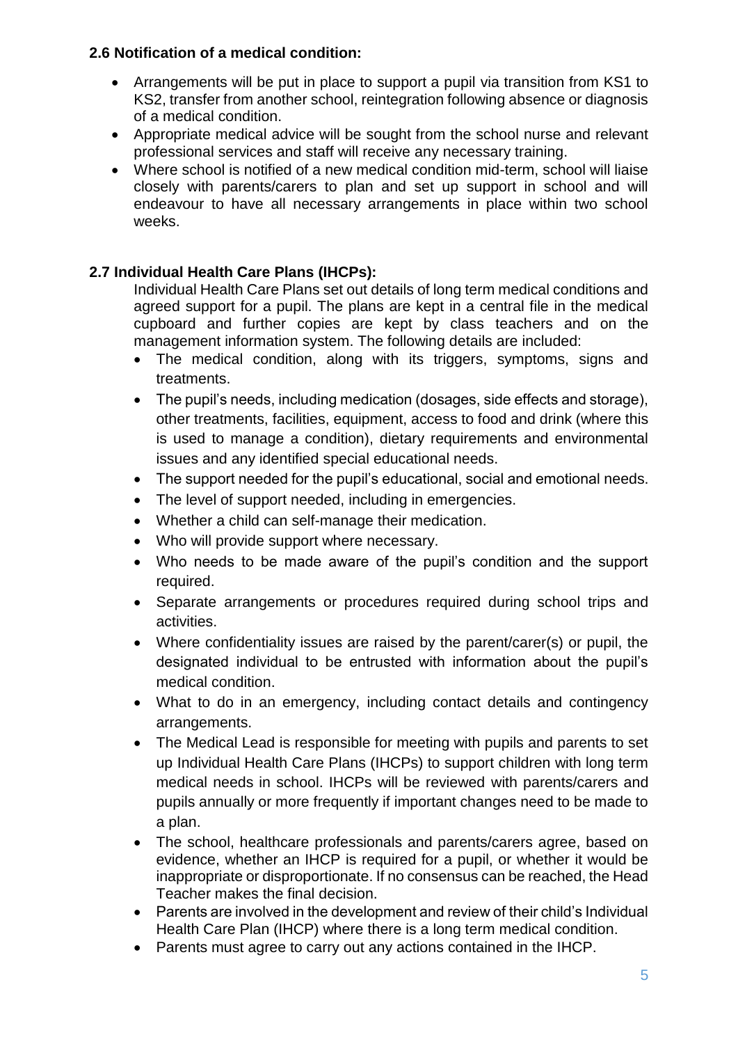**2.6 Notification of a medical condition:**

- Arrangements will be put in place to support a pupil via transition from KS1 to KS2, transfer from another school, reintegration following absence or diagnosis of a medical condition.
- Appropriate medical advice will be sought from the school nurse and relevant professional services and staff will receive any necessary training.
- Where school is notified of a new medical condition mid-term, school will liaise closely with parents/carers to plan and set up support in school and will endeavour to have all necessary arrangements in place within two school weeks.

**2.7 Individual Health Care Plans (IHCPs):**

Individual Health Care Plans set out details of long term medical conditions and agreed support for a pupil. The plans are kept in a central file in the medical cupboard and further copies are kept by class teachers and on the management information system. The following details are included:

- The medical condition, along with its triggers, symptoms, signs and treatments.
- The pupil's needs, including medication (dosages, side effects and storage), other treatments, facilities, equipment, access to food and drink (where this is used to manage a condition), dietary requirements and environmental issues and any identified special educational needs.
- The support needed for the pupil's educational, social and emotional needs.
- The level of support needed, including in emergencies.
- Whether a child can self-manage their medication.
- Who will provide support where necessary.
- Who needs to be made aware of the pupil's condition and the support required.
- Separate arrangements or procedures required during school trips and activities.
- Where confidentiality issues are raised by the parent/carer(s) or pupil, the designated individual to be entrusted with information about the pupil's medical condition.
- What to do in an emergency, including contact details and contingency arrangements.
- The Medical Lead is responsible for meeting with pupils and parents to set up Individual Health Care Plans (IHCPs) to support children with long term medical needs in school. IHCPs will be reviewed with parents/carers and pupils annually or more frequently if important changes need to be made to a plan.
- The school, healthcare professionals and parents/carers agree, based on evidence, whether an IHCP is required for a pupil, or whether it would be inappropriate or disproportionate. If no consensus can be reached, the Head Teacher makes the final decision.
- Parents are involved in the development and review of their child's Individual Health Care Plan (IHCP) where there is a long term medical condition.
- Parents must agree to carry out any actions contained in the IHCP.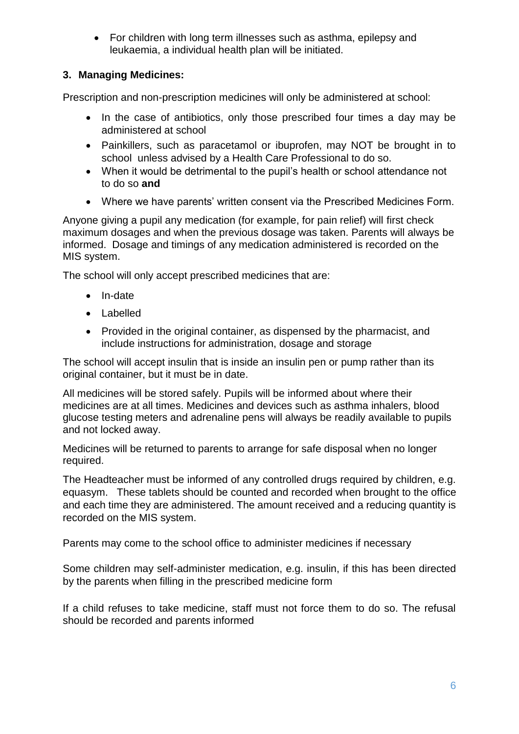- For children with long term illnesses such as asthma, epilepsy and leukaemia, a individual health plan will be initiated.

### 3. Managing Medicines:

Prescription and non-prescription medicines will only be administered at school:

- In the case of antibiotics, only those prescribed four times a day may be administered at school
- Painkillers, such as paracetamol or ibuprofen, may NOT be brought in to school unless advised by a Health Care Professional to do so.
- When it would be detrimental to the pupil's health or school attendance not to do so **and**
- Where we have parents' written consent via the Prescribed Medicines Form.

Anyone giving a pupil any medication (for example, for pain relief) will first check maximum dosages and when the previous dosage was taken. Parents will always be informed. Dosage and timings of any medication administered is recorded on the MIS system.

The school will only accept prescribed medicines that are:

- In-date
- Labelled
- Provided in the original container, as dispensed by the pharmacist, and include instructions for administration, dosage and storage

The school will accept insulin that is inside an insulin pen or pump rather than its original container, but it must be in date.

All medicines will be stored safely. Pupils will be informed about where their medicines are at all times. Medicines and devices such as asthma inhalers, blood glucose testing meters and adrenaline pens will always be readily available to pupils and not locked away.

Medicines will be returned to parents to arrange for safe disposal when no longer required.

The Headteacher must be informed of any controlled drugs required by children, e.g. equasym. These tablets should be counted and recorded when brought to the office and each time they are administered. The amount received and a reducing quantity is recorded on the MIS system.

Parents may come to the school office to administer medicines if necessary

Some children may self-administer medication, e.g. insulin, if this has been directed by the parents when filling in the prescribed medicine form

If a child refuses to take medicine, staff must not force them to do so. The refusal should be recorded and parents informed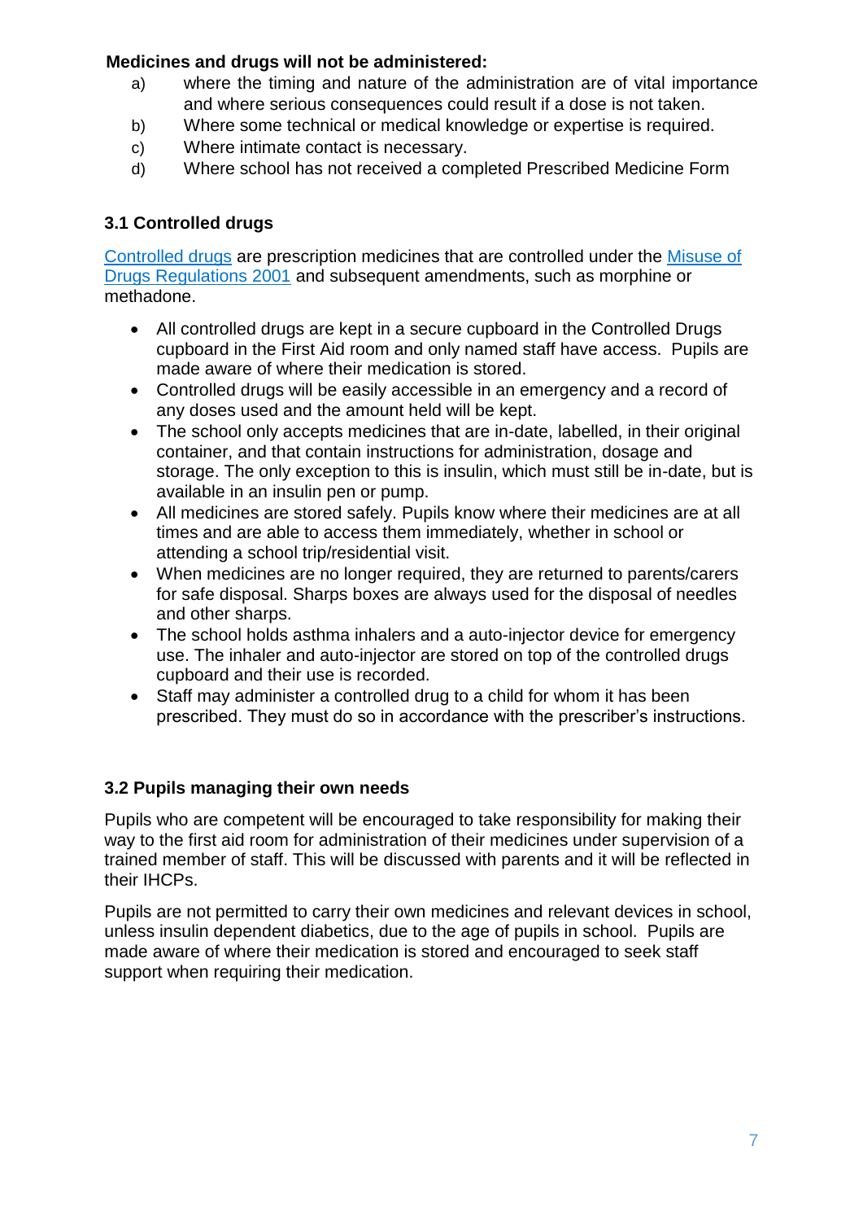**Medicines and drugs will not be administered:**

a) where the timing and nature of the administration are of vital importance and where serious consequences could result if a dose is not taken.

b) Where some technical or medical knowledge or expertise is required.

c) Where intimate contact is necessary.

d) Where school has not received a completed Prescribed Medicine Form

### 3.1 Controlled drugs

Controlled drugs are prescription medicines that are controlled under the Misuse of Drugs Regulations 2001 and subsequent amendments, such as morphine or methadone.

- All controlled drugs are kept in a secure cupboard in the Controlled Drugs cupboard in the First Aid room and only named staff have access. Pupils are made aware of where their medication is stored.
- Controlled drugs will be easily accessible in an emergency and a record of any doses used and the amount held will be kept.
- The school only accepts medicines that are in-date, labelled, in their original container, and that contain instructions for administration, dosage and storage. The only exception to this is insulin, which must still be in-date, but is available in an insulin pen or pump.
- All medicines are stored safely. Pupils know where their medicines are at all times and are able to access them immediately, whether in school or attending a school trip/residential visit.
- When medicines are no longer required, they are returned to parents/carers for safe disposal. Sharps boxes are always used for the disposal of needles and other sharps.
- The school holds asthma inhalers and a auto-injector device for emergency use. The inhaler and auto-injector are stored on top of the controlled drugs cupboard and their use is recorded.
- Staff may administer a controlled drug to a child for whom it has been prescribed. They must do so in accordance with the prescriber's instructions.

### 3.2 Pupils managing their own needs

Pupils who are competent will be encouraged to take responsibility for making their way to the first aid room for administration of their medicines under supervision of a trained member of staff. This will be discussed with parents and it will be reflected in their IHCPs.

Pupils are not permitted to carry their own medicines and relevant devices in school, unless insulin dependent diabetics, due to the age of pupils in school. Pupils are made aware of where their medication is stored and encouraged to seek staff support when requiring their medication.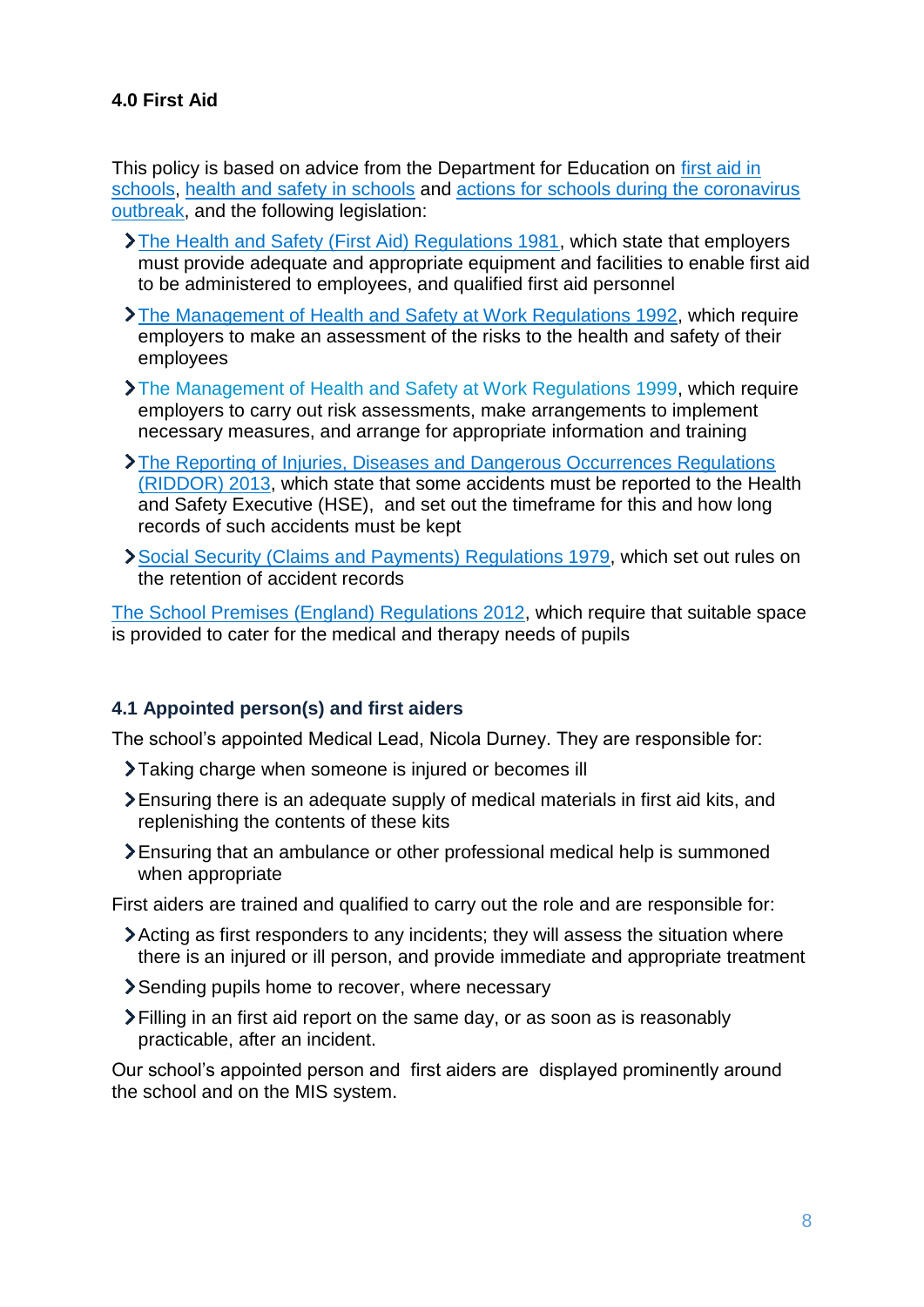**4.0 First Aid**

This policy is based on advice from the Department for Education on first aid in schools, health and safety in schools and actions for schools during the coronavirus outbreak, and the following legislation:

- The Health and Safety (First Aid) Regulations 1981, which state that employers must provide adequate and appropriate equipment and facilities to enable first aid to be administered to employees, and qualified first aid personnel
- The Management of Health and Safety at Work Regulations 1992, which require employers to make an assessment of the risks to the health and safety of their employees
- The Management of Health and Safety at Work Regulations 1999, which require employers to carry out risk assessments, make arrangements to implement necessary measures, and arrange for appropriate information and training
- The Reporting of Injuries, Diseases and Dangerous Occurrences Regulations (RIDDOR) 2013, which state that some accidents must be reported to the Health and Safety Executive (HSE), and set out the timeframe for this and how long records of such accidents must be kept
- Social Security (Claims and Payments) Regulations 1979, which set out rules on the retention of accident records

The School Premises (England) Regulations 2012, which require that suitable space is provided to cater for the medical and therapy needs of pupils

### 4.1 Appointed person(s) and first aiders

The school's appointed Medical Lead, Nicola Durney. They are responsible for:

- Taking charge when someone is injured or becomes ill
- Ensuring there is an adequate supply of medical materials in first aid kits, and replenishing the contents of these kits
- Ensuring that an ambulance or other professional medical help is summoned when appropriate

First aiders are trained and qualified to carry out the role and are responsible for:

- Acting as first responders to any incidents; they will assess the situation where there is an injured or ill person, and provide immediate and appropriate treatment
- Sending pupils home to recover, where necessary
- Filling in an first aid report on the same day, or as soon as is reasonably practicable, after an incident.

Our school's appointed person and first aiders are displayed prominently around the school and on the MIS system.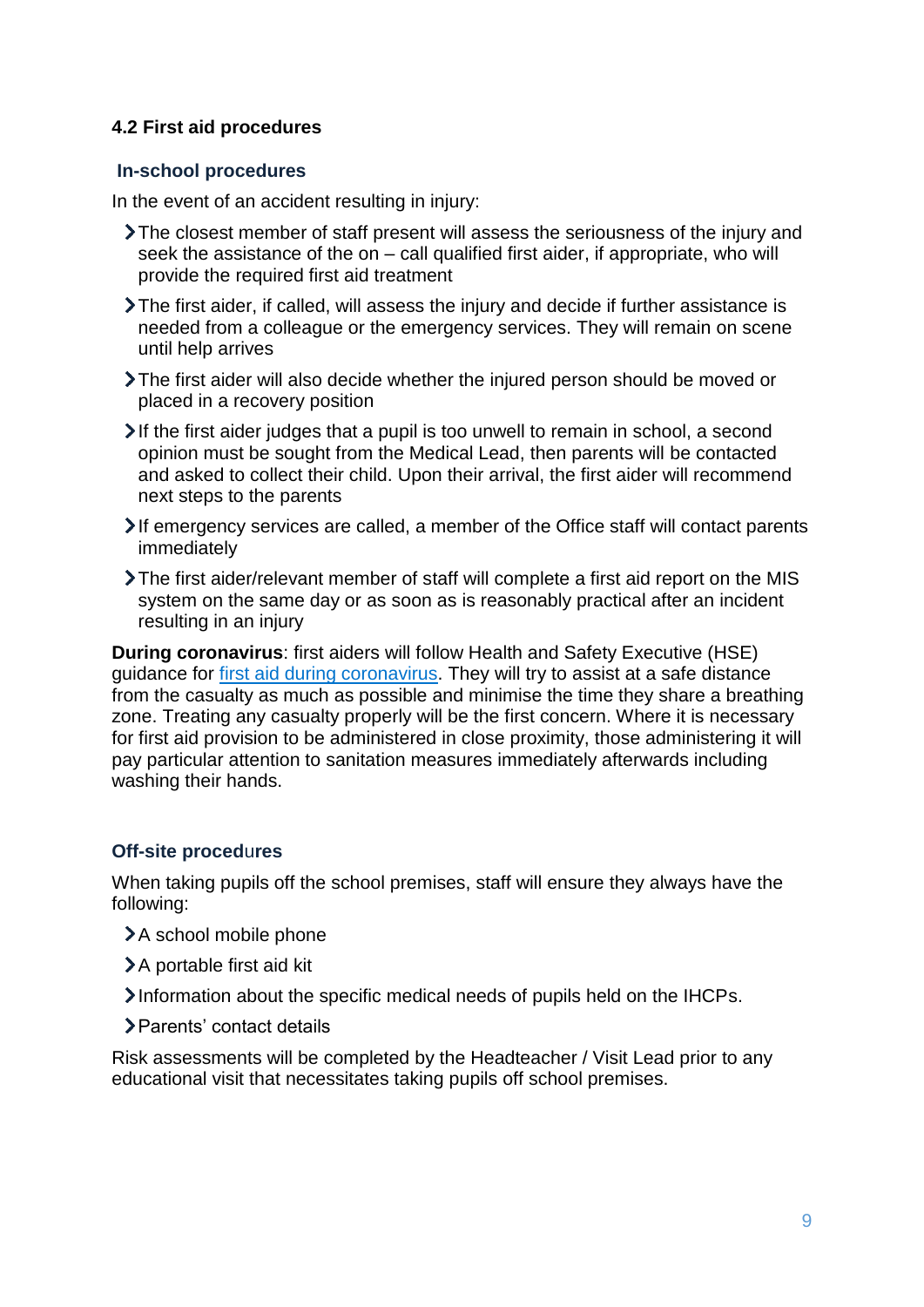### 4.2 First aid procedures

#### In-school procedures

In the event of an accident resulting in injury:

- The closest member of staff present will assess the seriousness of the injury and seek the assistance of the on – call qualified first aider, if appropriate, who will provide the required first aid treatment
- The first aider, if called, will assess the injury and decide if further assistance is needed from a colleague or the emergency services. They will remain on scene until help arrives
- The first aider will also decide whether the injured person should be moved or placed in a recovery position
- If the first aider judges that a pupil is too unwell to remain in school, a second opinion must be sought from the Medical Lead, then parents will be contacted and asked to collect their child. Upon their arrival, the first aider will recommend next steps to the parents
- If emergency services are called, a member of the Office staff will contact parents immediately
- The first aider/relevant member of staff will complete a first aid report on the MIS system on the same day or as soon as is reasonably practical after an incident resulting in an injury

**During coronavirus**: first aiders will follow Health and Safety Executive (HSE) guidance for [first aid during coronavirus](). They will try to assist at a safe distance from the casualty as much as possible and minimise the time they share a breathing zone. Treating any casualty properly will be the first concern. Where it is necessary for first aid provision to be administered in close proximity, those administering it will pay particular attention to sanitation measures immediately afterwards including washing their hands.

#### Off-site procedures

When taking pupils off the school premises, staff will ensure they always have the following:

- A school mobile phone
- A portable first aid kit
- Information about the specific medical needs of pupils held on the IHCPs.
- Parents' contact details

Risk assessments will be completed by the Headteacher / Visit Lead prior to any educational visit that necessitates taking pupils off school premises.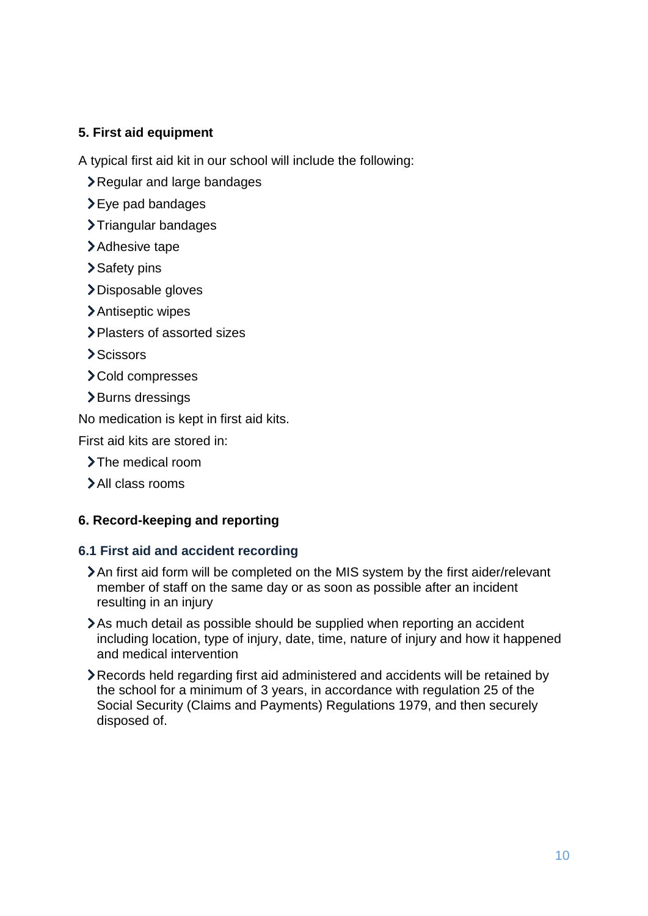## 5. First aid equipment

A typical first aid kit in our school will include the following:

- Regular and large bandages
- Eye pad bandages
- Triangular bandages
- Adhesive tape
- Safety pins
- Disposable gloves
- Antiseptic wipes
- Plasters of assorted sizes
- Scissors
- Cold compresses
- Burns dressings

No medication is kept in first aid kits.

First aid kits are stored in:

- The medical room
- All class rooms

## 6. Record-keeping and reporting

### 6.1 First aid and accident recording

- An first aid form will be completed on the MIS system by the first aider/relevant member of staff on the same day or as soon as possible after an incident resulting in an injury
- As much detail as possible should be supplied when reporting an accident including location, type of injury, date, time, nature of injury and how it happened and medical intervention
- Records held regarding first aid administered and accidents will be retained by the school for a minimum of 3 years, in accordance with regulation 25 of the Social Security (Claims and Payments) Regulations 1979, and then securely disposed of.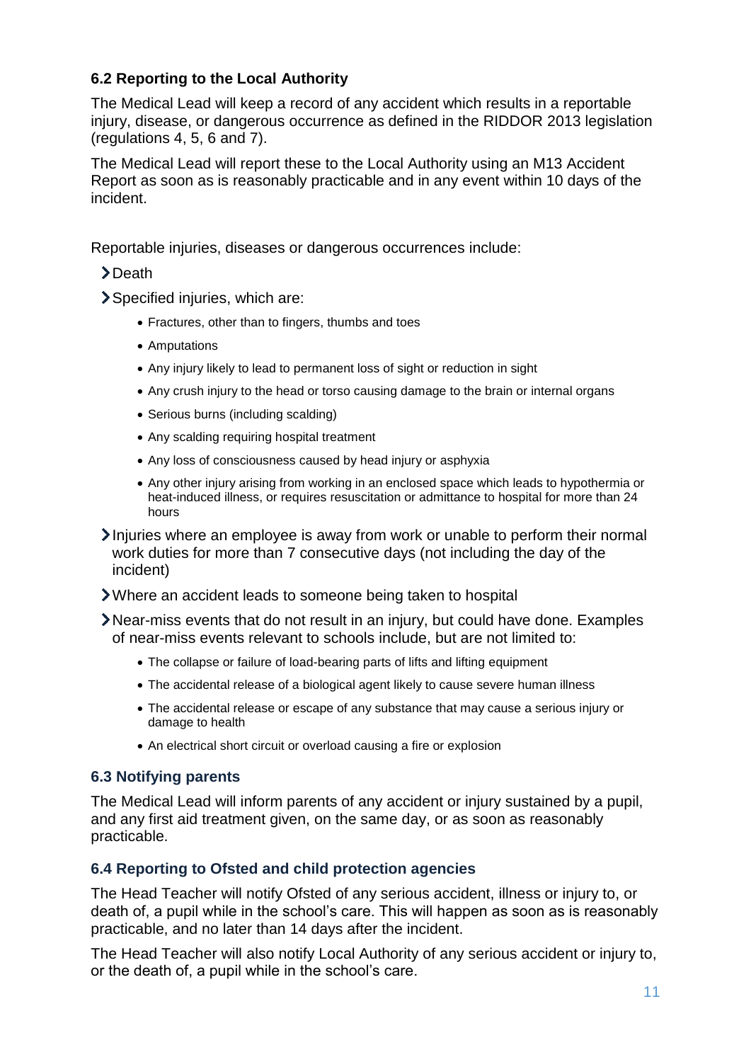### 6.2 Reporting to the Local Authority

The Medical Lead will keep a record of any accident which results in a reportable injury, disease, or dangerous occurrence as defined in the RIDDOR 2013 legislation (regulations 4, 5, 6 and 7).

The Medical Lead will report these to the Local Authority using an M13 Accident Report as soon as is reasonably practicable and in any event within 10 days of the incident.

Reportable injuries, diseases or dangerous occurrences include:

- Death
- Specified injuries, which are:
  - Fractures, other than to fingers, thumbs and toes
  - Amputations
  - Any injury likely to lead to permanent loss of sight or reduction in sight
  - Any crush injury to the head or torso causing damage to the brain or internal organs
  - Serious burns (including scalding)
  - Any scalding requiring hospital treatment
  - Any loss of consciousness caused by head injury or asphyxia
  - Any other injury arising from working in an enclosed space which leads to hypothermia or heat-induced illness, or requires resuscitation or admittance to hospital for more than 24 hours
- Injuries where an employee is away from work or unable to perform their normal work duties for more than 7 consecutive days (not including the day of the incident)
- Where an accident leads to someone being taken to hospital
- Near-miss events that do not result in an injury, but could have done. Examples of near-miss events relevant to schools include, but are not limited to:
  - The collapse or failure of load-bearing parts of lifts and lifting equipment
  - The accidental release of a biological agent likely to cause severe human illness
  - The accidental release or escape of any substance that may cause a serious injury or damage to health
  - An electrical short circuit or overload causing a fire or explosion

### 6.3 Notifying parents

The Medical Lead will inform parents of any accident or injury sustained by a pupil, and any first aid treatment given, on the same day, or as soon as reasonably practicable.

### 6.4 Reporting to Ofsted and child protection agencies

The Head Teacher will notify Ofsted of any serious accident, illness or injury to, or death of, a pupil while in the school's care. This will happen as soon as is reasonably practicable, and no later than 14 days after the incident.

The Head Teacher will also notify Local Authority of any serious accident or injury to, or the death of, a pupil while in the school's care.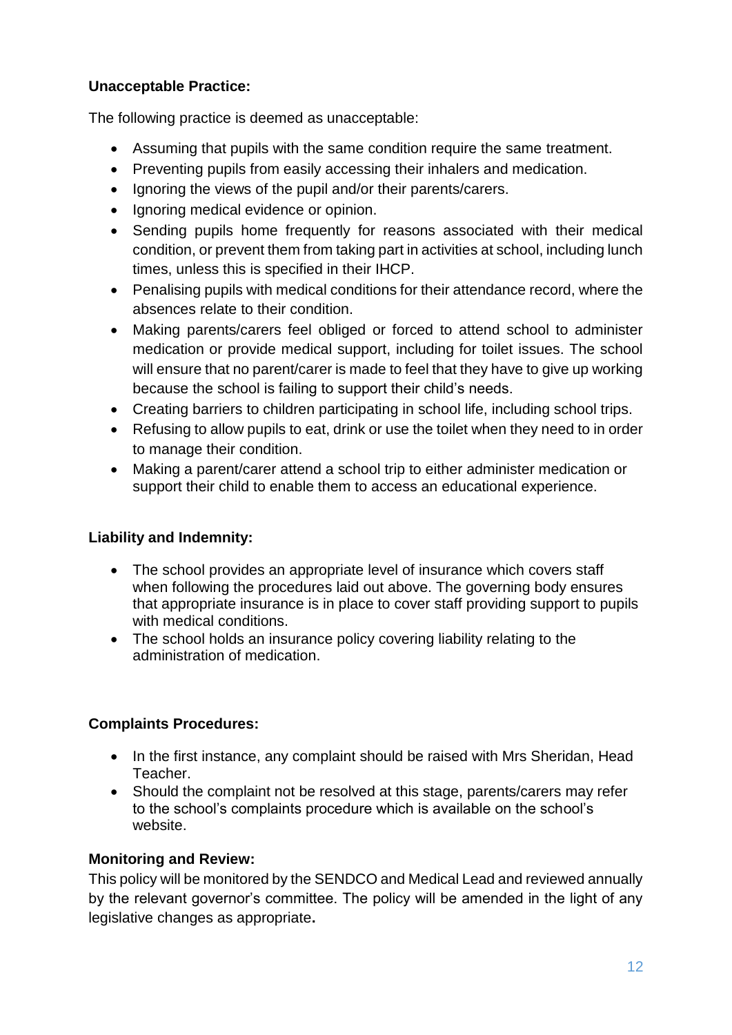**Unacceptable Practice:**

The following practice is deemed as unacceptable:

- Assuming that pupils with the same condition require the same treatment.
- Preventing pupils from easily accessing their inhalers and medication.
- Ignoring the views of the pupil and/or their parents/carers.
- Ignoring medical evidence or opinion.
- Sending pupils home frequently for reasons associated with their medical condition, or prevent them from taking part in activities at school, including lunch times, unless this is specified in their IHCP.
- Penalising pupils with medical conditions for their attendance record, where the absences relate to their condition.
- Making parents/carers feel obliged or forced to attend school to administer medication or provide medical support, including for toilet issues. The school will ensure that no parent/carer is made to feel that they have to give up working because the school is failing to support their child's needs.
- Creating barriers to children participating in school life, including school trips.
- Refusing to allow pupils to eat, drink or use the toilet when they need to in order to manage their condition.
- Making a parent/carer attend a school trip to either administer medication or support their child to enable them to access an educational experience.

**Liability and Indemnity:**

- The school provides an appropriate level of insurance which covers staff when following the procedures laid out above. The governing body ensures that appropriate insurance is in place to cover staff providing support to pupils with medical conditions.
- The school holds an insurance policy covering liability relating to the administration of medication.

**Complaints Procedures:**

- In the first instance, any complaint should be raised with Mrs Sheridan, Head Teacher.
- Should the complaint not be resolved at this stage, parents/carers may refer to the school's complaints procedure which is available on the school's website.

**Monitoring and Review:**

This policy will be monitored by the SENDCO and Medical Lead and reviewed annually by the relevant governor's committee. The policy will be amended in the light of any legislative changes as appropriate**.**